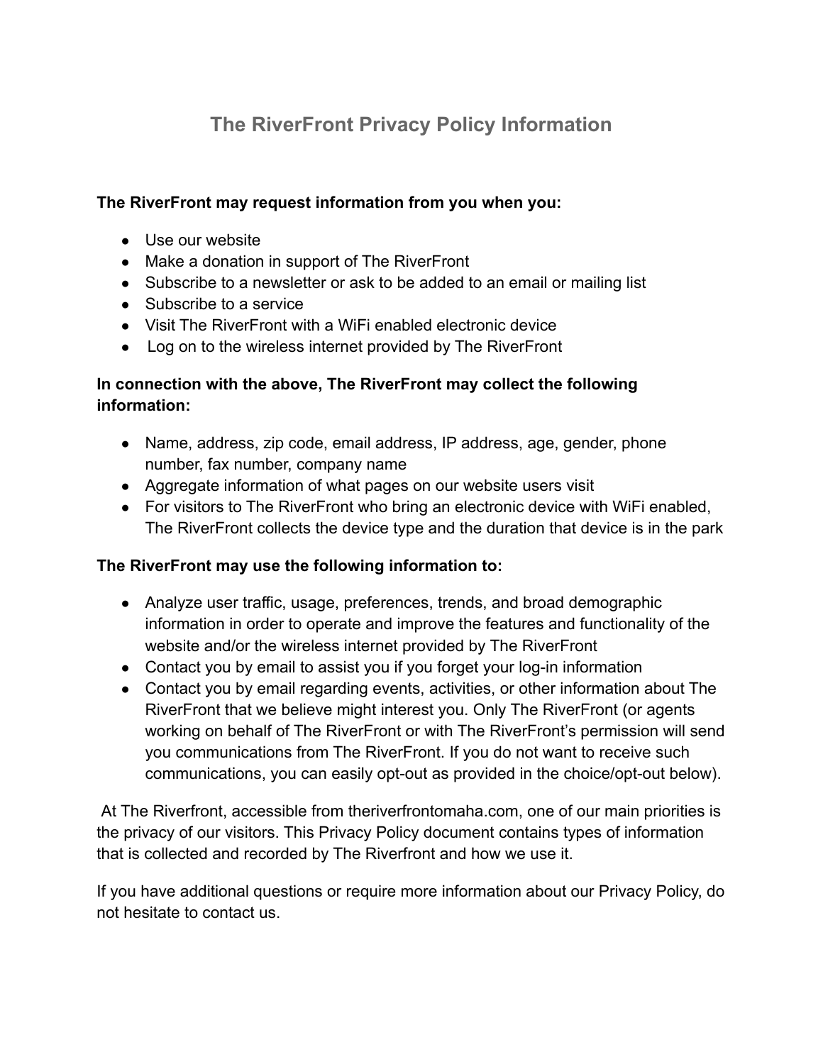# The RiverFront Privacy Policy Information

**The RiverFront may request information from you when you:**

- Use our website
- Make a donation in support of The RiverFront
- Subscribe to a newsletter or ask to be added to an email or mailing list
- Subscribe to a service
- Visit The RiverFront with a WiFi enabled electronic device
- Log on to the wireless internet provided by The RiverFront

**In connection with the above, The RiverFront may collect the following information:**

- Name, address, zip code, email address, IP address, age, gender, phone number, fax number, company name
- Aggregate information of what pages on our website users visit
- For visitors to The RiverFront who bring an electronic device with WiFi enabled, The RiverFront collects the device type and the duration that device is in the park

**The RiverFront may use the following information to:**

- Analyze user traffic, usage, preferences, trends, and broad demographic information in order to operate and improve the features and functionality of the website and/or the wireless internet provided by The RiverFront
- Contact you by email to assist you if you forget your log-in information
- Contact you by email regarding events, activities, or other information about The RiverFront that we believe might interest you. Only The RiverFront (or agents working on behalf of The RiverFront or with The RiverFront's permission will send you communications from The RiverFront. If you do not want to receive such communications, you can easily opt-out as provided in the choice/opt-out below).

At The Riverfront, accessible from theriverfrontomaha.com, one of our main priorities is the privacy of our visitors. This Privacy Policy document contains types of information that is collected and recorded by The Riverfront and how we use it.

If you have additional questions or require more information about our Privacy Policy, do not hesitate to contact us.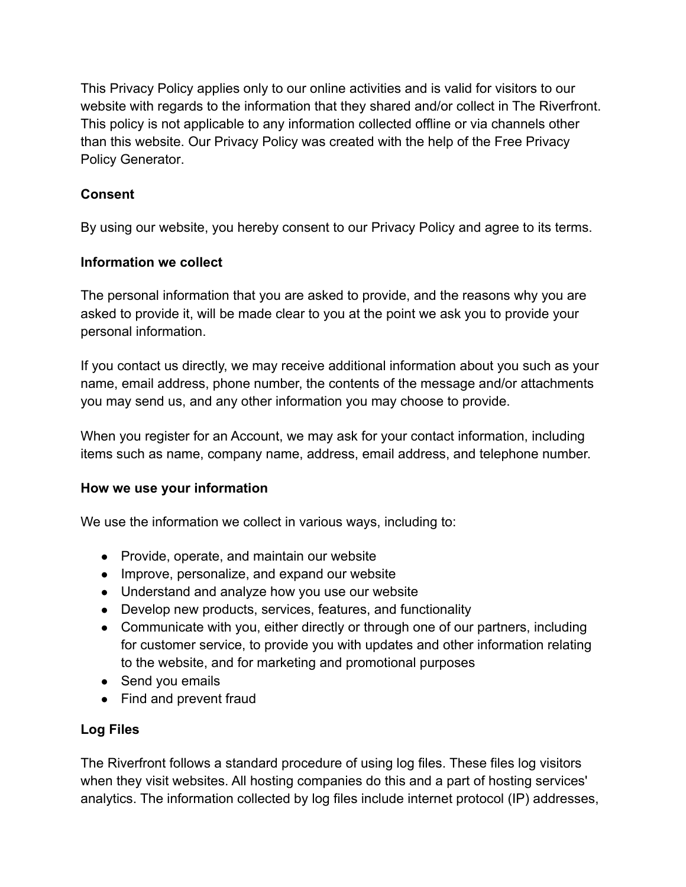This Privacy Policy applies only to our online activities and is valid for visitors to our website with regards to the information that they shared and/or collect in The Riverfront. This policy is not applicable to any information collected offline or via channels other than this website. Our Privacy Policy was created with the help of the Free Privacy Policy Generator.

**Consent**

By using our website, you hereby consent to our Privacy Policy and agree to its terms.

**Information we collect**

The personal information that you are asked to provide, and the reasons why you are asked to provide it, will be made clear to you at the point we ask you to provide your personal information.

If you contact us directly, we may receive additional information about you such as your name, email address, phone number, the contents of the message and/or attachments you may send us, and any other information you may choose to provide.

When you register for an Account, we may ask for your contact information, including items such as name, company name, address, email address, and telephone number.

**How we use your information**

We use the information we collect in various ways, including to:

- Provide, operate, and maintain our website
- Improve, personalize, and expand our website
- Understand and analyze how you use our website
- Develop new products, services, features, and functionality
- Communicate with you, either directly or through one of our partners, including for customer service, to provide you with updates and other information relating to the website, and for marketing and promotional purposes
- Send you emails
- Find and prevent fraud

**Log Files**

The Riverfront follows a standard procedure of using log files. These files log visitors when they visit websites. All hosting companies do this and a part of hosting services' analytics. The information collected by log files include internet protocol (IP) addresses,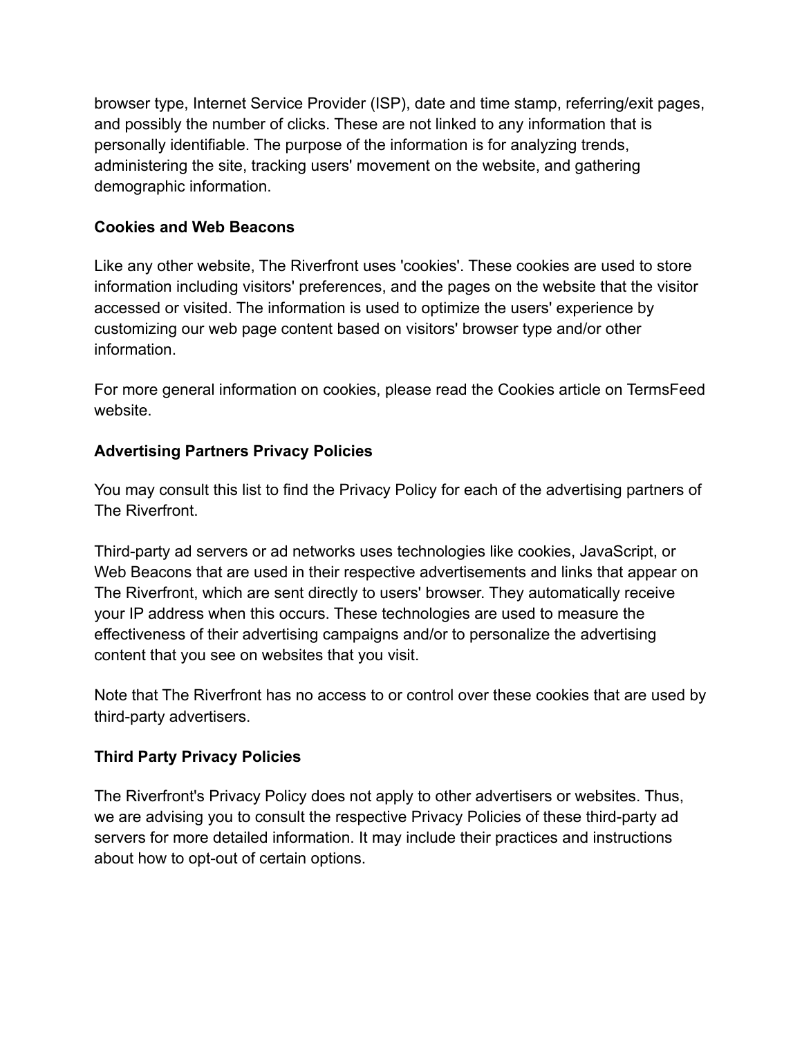browser type, Internet Service Provider (ISP), date and time stamp, referring/exit pages, and possibly the number of clicks. These are not linked to any information that is personally identifiable. The purpose of the information is for analyzing trends, administering the site, tracking users' movement on the website, and gathering demographic information.

**Cookies and Web Beacons**

Like any other website, The Riverfront uses 'cookies'. These cookies are used to store information including visitors' preferences, and the pages on the website that the visitor accessed or visited. The information is used to optimize the users' experience by customizing our web page content based on visitors' browser type and/or other information.

For more general information on cookies, please read the Cookies article on TermsFeed website.

**Advertising Partners Privacy Policies**

You may consult this list to find the Privacy Policy for each of the advertising partners of The Riverfront.

Third-party ad servers or ad networks uses technologies like cookies, JavaScript, or Web Beacons that are used in their respective advertisements and links that appear on The Riverfront, which are sent directly to users' browser. They automatically receive your IP address when this occurs. These technologies are used to measure the effectiveness of their advertising campaigns and/or to personalize the advertising content that you see on websites that you visit.

Note that The Riverfront has no access to or control over these cookies that are used by third-party advertisers.

**Third Party Privacy Policies**

The Riverfront's Privacy Policy does not apply to other advertisers or websites. Thus, we are advising you to consult the respective Privacy Policies of these third-party ad servers for more detailed information. It may include their practices and instructions about how to opt-out of certain options.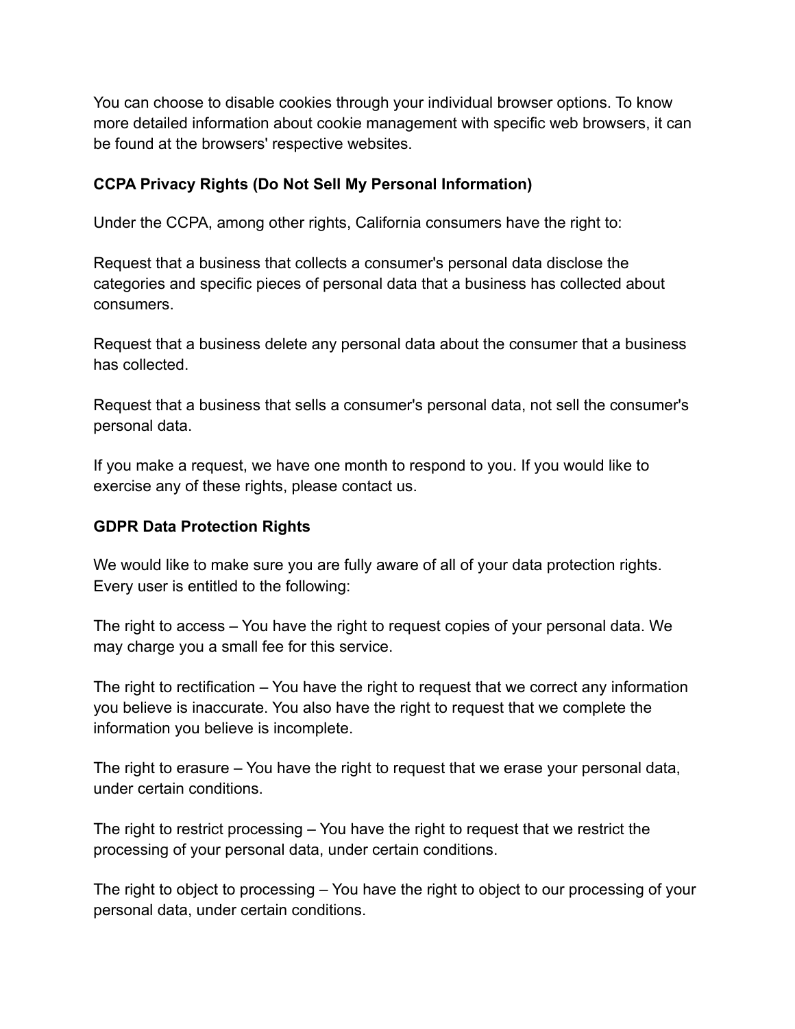You can choose to disable cookies through your individual browser options. To know more detailed information about cookie management with specific web browsers, it can be found at the browsers' respective websites.

**CCPA Privacy Rights (Do Not Sell My Personal Information)**

Under the CCPA, among other rights, California consumers have the right to:

Request that a business that collects a consumer's personal data disclose the categories and specific pieces of personal data that a business has collected about consumers.

Request that a business delete any personal data about the consumer that a business has collected.

Request that a business that sells a consumer's personal data, not sell the consumer's personal data.

If you make a request, we have one month to respond to you. If you would like to exercise any of these rights, please contact us.

**GDPR Data Protection Rights**

We would like to make sure you are fully aware of all of your data protection rights. Every user is entitled to the following:

The right to access – You have the right to request copies of your personal data. We may charge you a small fee for this service.

The right to rectification – You have the right to request that we correct any information you believe is inaccurate. You also have the right to request that we complete the information you believe is incomplete.

The right to erasure – You have the right to request that we erase your personal data, under certain conditions.

The right to restrict processing – You have the right to request that we restrict the processing of your personal data, under certain conditions.

The right to object to processing – You have the right to object to our processing of your personal data, under certain conditions.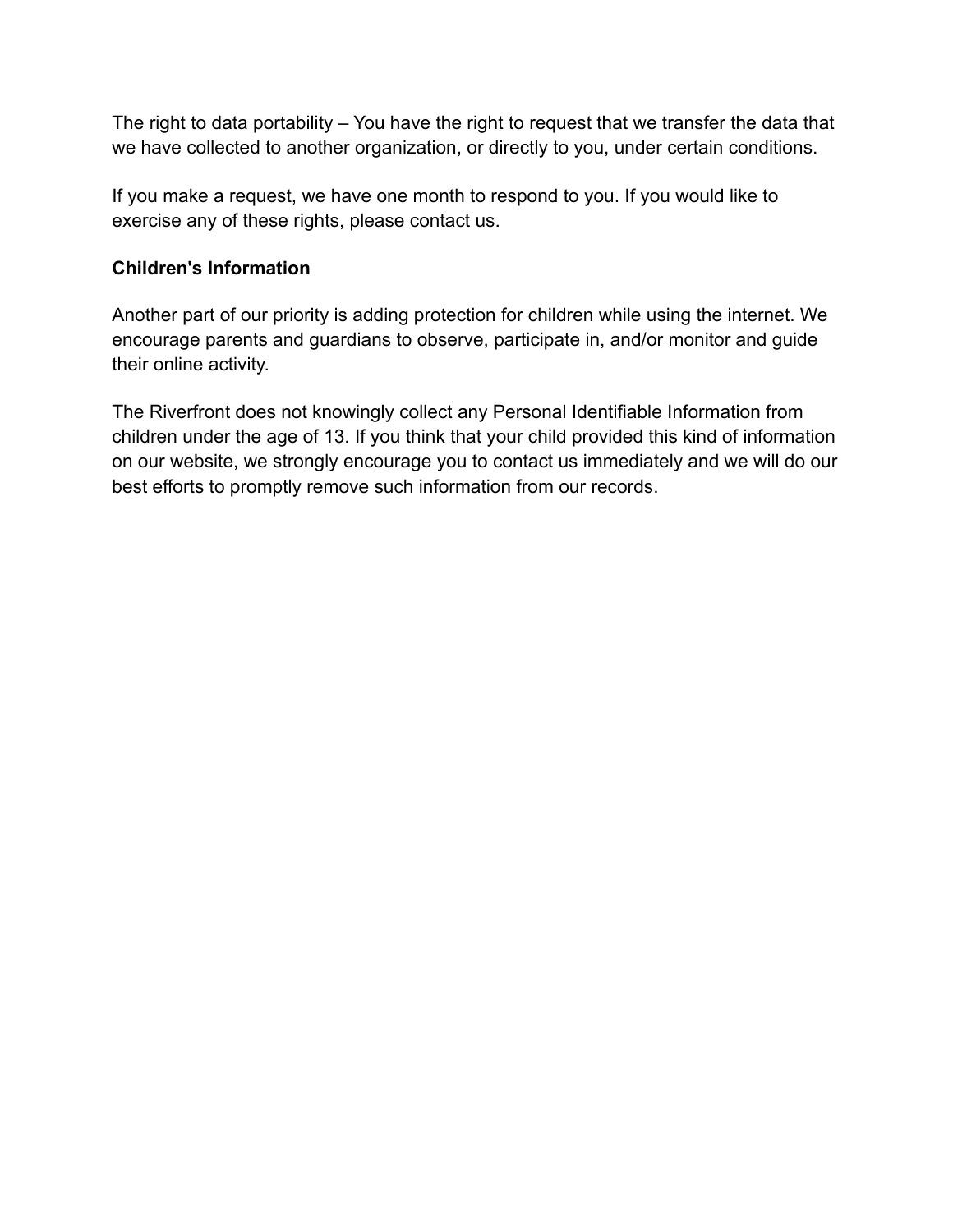The right to data portability – You have the right to request that we transfer the data that we have collected to another organization, or directly to you, under certain conditions.

If you make a request, we have one month to respond to you. If you would like to exercise any of these rights, please contact us.

**Children's Information**

Another part of our priority is adding protection for children while using the internet. We encourage parents and guardians to observe, participate in, and/or monitor and guide their online activity.

The Riverfront does not knowingly collect any Personal Identifiable Information from children under the age of 13. If you think that your child provided this kind of information on our website, we strongly encourage you to contact us immediately and we will do our best efforts to promptly remove such information from our records.